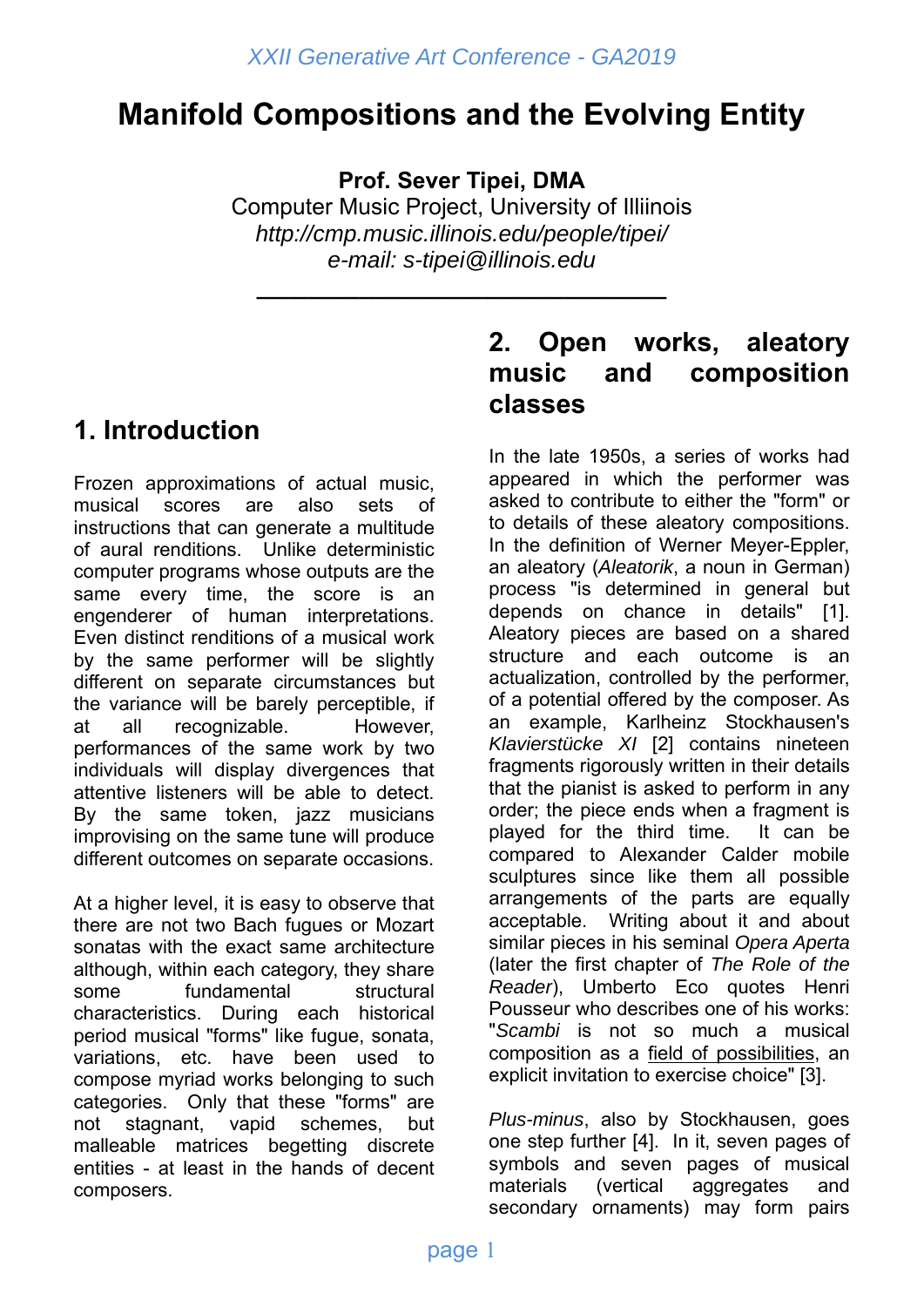XXII Generative Art Conference - GA2019

# Manifold Compositions and the Evolving Entity

**Prof. Sever Tipei, DMA**
Computer Music Project, University of Illiinois
*http://cmp.music.illinois.edu/people/tipei/*
*e-mail: s-tipei@illinois.edu*

---

## 1. Introduction

Frozen approximations of actual music, musical scores are also sets of instructions that can generate a multitude of aural renditions. Unlike deterministic computer programs whose outputs are the same every time, the score is an engenderer of human interpretations. Even distinct renditions of a musical work by the same performer will be slightly different on separate circumstances but the variance will be barely perceptible, if at all recognizable. However, performances of the same work by two individuals will display divergences that attentive listeners will be able to detect. By the same token, jazz musicians improvising on the same tune will produce different outcomes on separate occasions.

At a higher level, it is easy to observe that there are not two Bach fugues or Mozart sonatas with the exact same architecture although, within each category, they share some fundamental structural characteristics. During each historical period musical "forms" like fugue, sonata, variations, etc. have been used to compose myriad works belonging to such categories. Only that these "forms" are not stagnant, vapid schemes, but malleable matrices begetting discrete entities - at least in the hands of decent composers.

## 2. Open works, aleatory music and composition classes

In the late 1950s, a series of works had appeared in which the performer was asked to contribute to either the "form" or to details of these aleatory compositions. In the definition of Werner Meyer-Eppler, an aleatory (*Aleatorik*, a noun in German) process "is determined in general but depends on chance in details" [1]. Aleatory pieces are based on a shared structure and each outcome is an actualization, controlled by the performer, of a potential offered by the composer. As an example, Karlheinz Stockhausen's *Klavierstücke XI* [2] contains nineteen fragments rigorously written in their details that the pianist is asked to perform in any order; the piece ends when a fragment is played for the third time. It can be compared to Alexander Calder mobile sculptures since like them all possible arrangements of the parts are equally acceptable. Writing about it and about similar pieces in his seminal *Opera Aperta* (later the first chapter of *The Role of the Reader*), Umberto Eco quotes Henri Pousseur who describes one of his works: "*Scambi* is not so much a musical composition as a field of possibilities, an explicit invitation to exercise choice" [3].

*Plus-minus*, also by Stockhausen, goes one step further [4]. In it, seven pages of symbols and seven pages of musical materials (vertical aggregates and secondary ornaments) may form pairs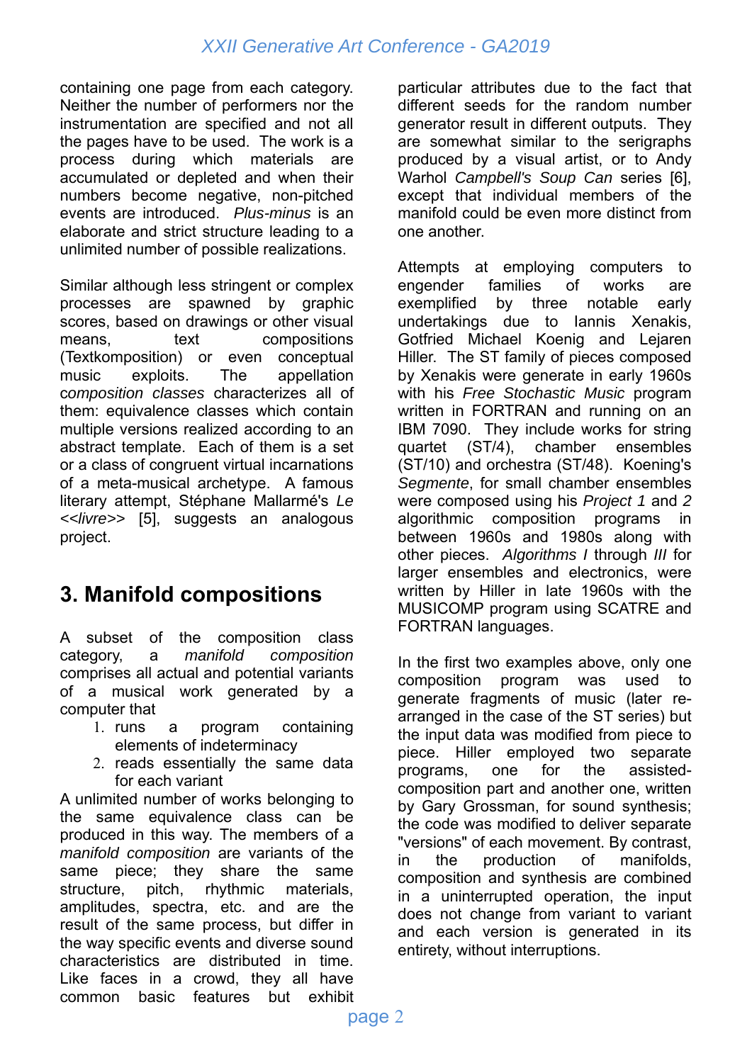containing one page from each category. Neither the number of performers nor the instrumentation are specified and not all the pages have to be used. The work is a process during which materials are accumulated or depleted and when their numbers become negative, non-pitched events are introduced. *Plus-minus* is an elaborate and strict structure leading to a unlimited number of possible realizations.

Similar although less stringent or complex processes are spawned by graphic scores, based on drawings or other visual means, text compositions (Textkomposition) or even conceptual music exploits. The appellation *composition classes* characterizes all of them: equivalence classes which contain multiple versions realized according to an abstract template. Each of them is a set or a class of congruent virtual incarnations of a meta-musical archetype. A famous literary attempt, Stéphane Mallarmé's *Le <<livre>>* [5], suggests an analogous project.

## 3. Manifold compositions

A subset of the composition class category, a *manifold composition* comprises all actual and potential variants of a musical work generated by a computer that

1. runs a program containing elements of indeterminacy
2. reads essentially the same data for each variant

A unlimited number of works belonging to the same equivalence class can be produced in this way. The members of a *manifold composition* are variants of the same piece; they share the same structure, pitch, rhythmic materials, amplitudes, spectra, etc. and are the result of the same process, but differ in the way specific events and diverse sound characteristics are distributed in time. Like faces in a crowd, they all have common basic features but exhibit particular attributes due to the fact that different seeds for the random number generator result in different outputs. They are somewhat similar to the serigraphs produced by a visual artist, or to Andy Warhol *Campbell's Soup Can* series [6], except that individual members of the manifold could be even more distinct from one another.

Attempts at employing computers to engender families of works are exemplified by three notable early undertakings due to Iannis Xenakis, Gotfried Michael Koenig and Lejaren Hiller. The ST family of pieces composed by Xenakis were generate in early 1960s with his *Free Stochastic Music* program written in FORTRAN and running on an IBM 7090. They include works for string quartet (ST/4), chamber ensembles (ST/10) and orchestra (ST/48). Koening's *Segmente*, for small chamber ensembles were composed using his *Project 1* and *2* algorithmic composition programs in between 1960s and 1980s along with other pieces. *Algorithms I* through *III* for larger ensembles and electronics, were written by Hiller in late 1960s with the MUSICOMP program using SCATRE and FORTRAN languages.

In the first two examples above, only one composition program was used to generate fragments of music (later re-arranged in the case of the ST series) but the input data was modified from piece to piece. Hiller employed two separate programs, one for the assisted-composition part and another one, written by Gary Grossman, for sound synthesis; the code was modified to deliver separate "versions" of each movement. By contrast, in the production of manifolds, composition and synthesis are combined in a uninterrupted operation, the input does not change from variant to variant and each version is generated in its entirety, without interruptions.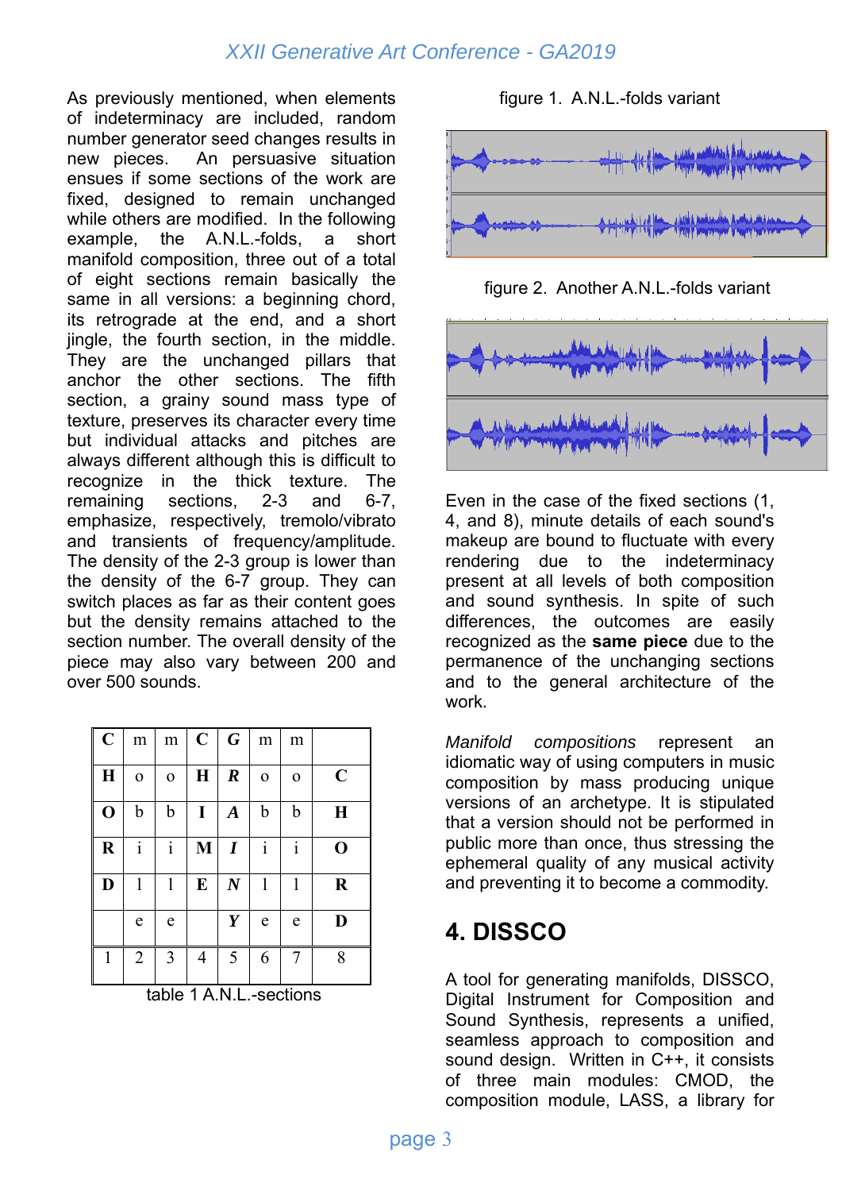As previously mentioned, when elements of indeterminacy are included, random number generator seed changes results in new pieces. An persuasive situation ensues if some sections of the work are fixed, designed to remain unchanged while others are modified. In the following example, the A.N.L.-folds, a short manifold composition, three out of a total of eight sections remain basically the same in all versions: a beginning chord, its retrograde at the end, and a short jingle, the fourth section, in the middle. They are the unchanged pillars that anchor the other sections. The fifth section, a grainy sound mass type of texture, preserves its character every time but individual attacks and pitches are always different although this is difficult to recognize in the thick texture. The remaining sections, 2-3 and 6-7, emphasize, respectively, tremolo/vibrato and transients of frequency/amplitude. The density of the 2-3 group is lower than the density of the 6-7 group. They can switch places as far as their content goes but the density remains attached to the section number. The overall density of the piece may also vary between 200 and over 500 sounds.

| **C** | m | m | **C** | ***G*** | m | m | |
|---|---|---|---|---|---|---|---|
| **H** | o | o | **H** | ***R*** | o | o | **C** |
| **O** | b | b | **I** | ***A*** | b | b | **H** |
| **R** | i | i | **M** | ***I*** | i | i | **O** |
| **D** | l | l | **E** | ***N*** | l | l | **R** |
| | e | e | | ***Y*** | e | e | **D** |
| 1 | 2 | 3 | 4 | 5 | 6 | 7 | 8 |

table 1 A.N.L.-sections

figure 1. A.N.L.-folds variant

figure 2. Another A.N.L.-folds variant

Even in the case of the fixed sections (1, 4, and 8), minute details of each sound's makeup are bound to fluctuate with every rendering due to the indeterminacy present at all levels of both composition and sound synthesis. In spite of such differences, the outcomes are easily recognized as the **same piece** due to the permanence of the unchanging sections and to the general architecture of the work.

*Manifold compositions* represent an idiomatic way of using computers in music composition by mass producing unique versions of an archetype. It is stipulated that a version should not be performed in public more than once, thus stressing the ephemeral quality of any musical activity and preventing it to become a commodity.

## 4. DISSCO

A tool for generating manifolds, DISSCO, Digital Instrument for Composition and Sound Synthesis, represents a unified, seamless approach to composition and sound design. Written in C++, it consists of three main modules: CMOD, the composition module, LASS, a library for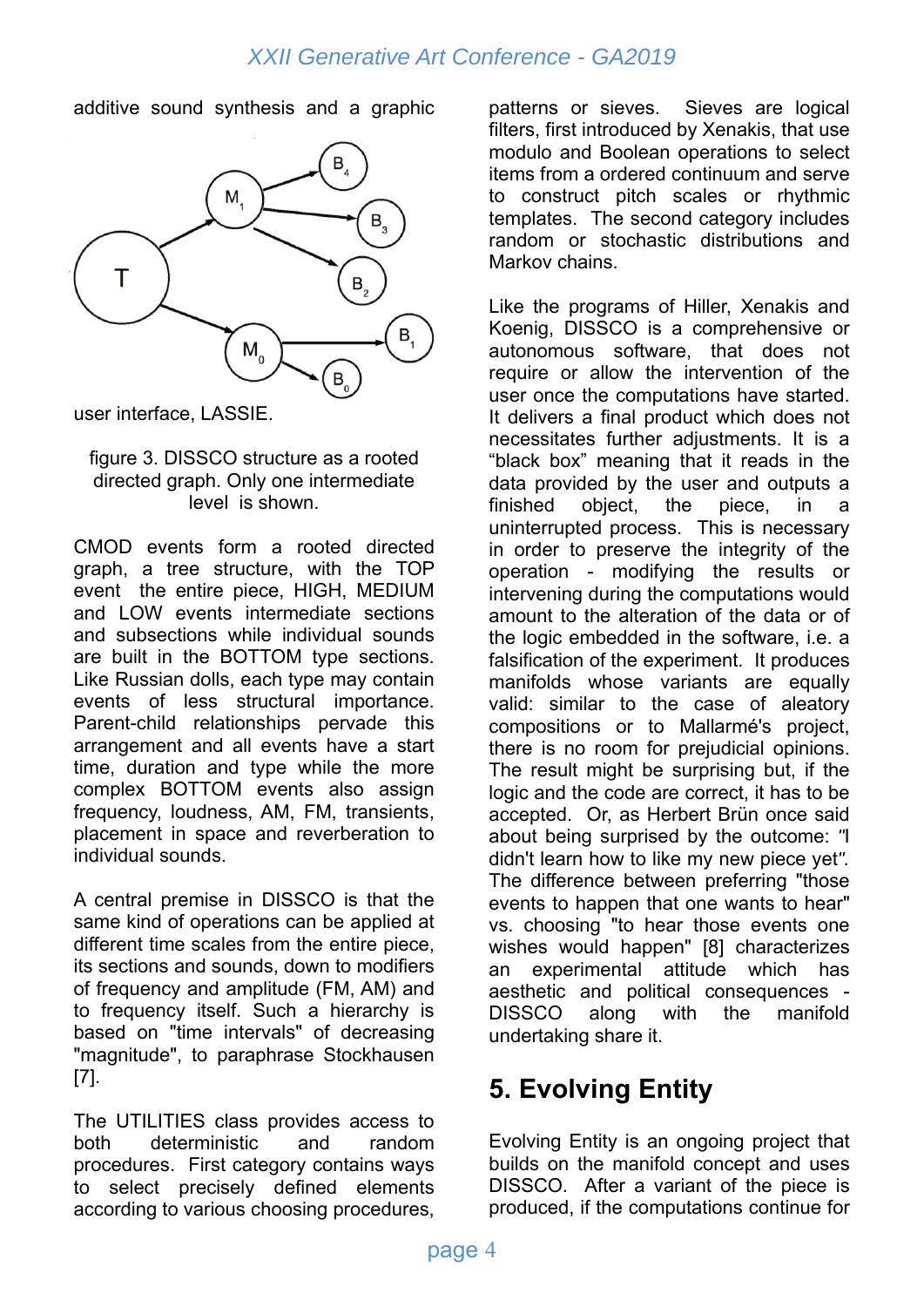additive sound synthesis and a graphic user interface, LASSIE.

figure 3. DISSCO structure as a rooted directed graph. Only one intermediate level is shown.

CMOD events form a rooted directed graph, a tree structure, with the TOP event the entire piece, HIGH, MEDIUM and LOW events intermediate sections and subsections while individual sounds are built in the BOTTOM type sections. Like Russian dolls, each type may contain events of less structural importance. Parent-child relationships pervade this arrangement and all events have a start time, duration and type while the more complex BOTTOM events also assign frequency, loudness, AM, FM, transients, placement in space and reverberation to individual sounds.

A central premise in DISSCO is that the same kind of operations can be applied at different time scales from the entire piece, its sections and sounds, down to modifiers of frequency and amplitude (FM, AM) and to frequency itself. Such a hierarchy is based on "time intervals" of decreasing "magnitude", to paraphrase Stockhausen [7].

The UTILITIES class provides access to both deterministic and random procedures. First category contains ways to select precisely defined elements according to various choosing procedures, patterns or sieves. Sieves are logical filters, first introduced by Xenakis, that use modulo and Boolean operations to select items from a ordered continuum and serve to construct pitch scales or rhythmic templates. The second category includes random or stochastic distributions and Markov chains.

Like the programs of Hiller, Xenakis and Koenig, DISSCO is a comprehensive or autonomous software, that does not require or allow the intervention of the user once the computations have started. It delivers a final product which does not necessitates further adjustments. It is a "black box" meaning that it reads in the data provided by the user and outputs a finished object, the piece, in a uninterrupted process. This is necessary in order to preserve the integrity of the operation - modifying the results or intervening during the computations would amount to the alteration of the data or of the logic embedded in the software, i.e. a falsification of the experiment. It produces manifolds whose variants are equally valid: similar to the case of aleatory compositions or to Mallarmé's project, there is no room for prejudicial opinions. The result might be surprising but, if the logic and the code are correct, it has to be accepted. Or, as Herbert Brün once said about being surprised by the outcome: *"I didn't learn how to like my new piece yet".* The difference between preferring "those events to happen that one wants to hear" vs. choosing "to hear those events one wishes would happen" [8] characterizes an experimental attitude which has aesthetic and political consequences - DISSCO along with the manifold undertaking share it.

## 5. Evolving Entity

Evolving Entity is an ongoing project that builds on the manifold concept and uses DISSCO. After a variant of the piece is produced, if the computations continue for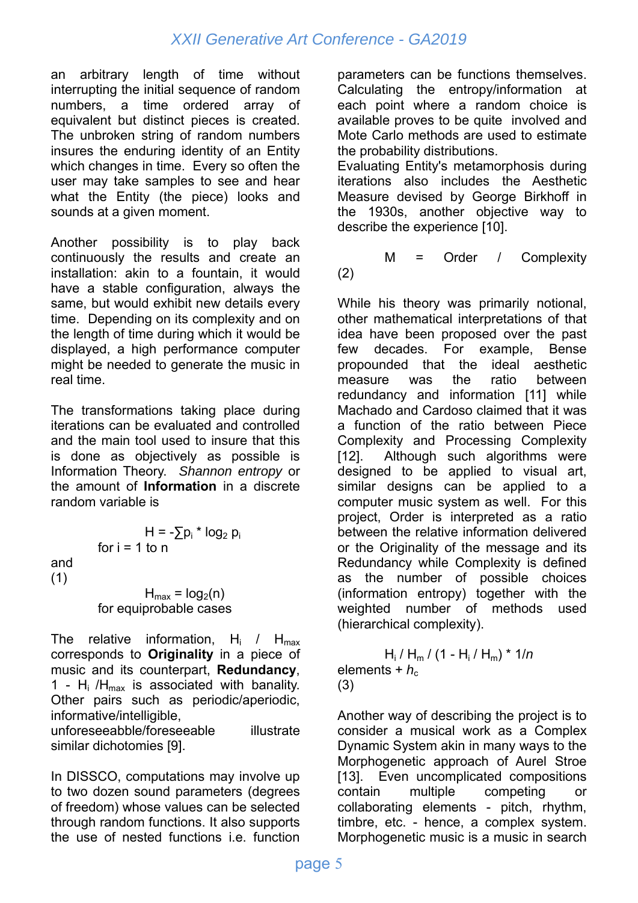an arbitrary length of time without interrupting the initial sequence of random numbers, a time ordered array of equivalent but distinct pieces is created. The unbroken string of random numbers insures the enduring identity of an Entity which changes in time. Every so often the user may take samples to see and hear what the Entity (the piece) looks and sounds at a given moment.

Another possibility is to play back continuously the results and create an installation: akin to a fountain, it would have a stable configuration, always the same, but would exhibit new details every time. Depending on its complexity and on the length of time during which it would be displayed, a high performance computer might be needed to generate the music in real time.

The transformations taking place during iterations can be evaluated and controlled and the main tool used to insure that this is done as objectively as possible is Information Theory. *Shannon entropy* or the amount of **Information** in a discrete random variable is

$$H = -\sum p_i * \log_2 p_i$$

for i = 1 to n

and

(1)

$$H_{max} = \log_2(n)$$

for equiprobable cases

The relative information, $H_i$ / $H_{max}$ corresponds to **Originality** in a piece of music and its counterpart, **Redundancy**, $1 - H_i / H_{max}$ is associated with banality. Other pairs such as periodic/aperiodic, informative/intelligible, unforeseeabble/foreseeable illustrate similar dichotomies [9].

In DISSCO, computations may involve up to two dozen sound parameters (degrees of freedom) whose values can be selected through random functions. It also supports the use of nested functions i.e. function parameters can be functions themselves. Calculating the entropy/information at each point where a random choice is available proves to be quite involved and Mote Carlo methods are used to estimate the probability distributions.

Evaluating Entity's metamorphosis during iterations also includes the Aesthetic Measure devised by George Birkhoff in the 1930s, another objective way to describe the experience [10].

$$M = \text{Order} / \text{Complexity}$$

(2)

While his theory was primarily notional, other mathematical interpretations of that idea have been proposed over the past few decades. For example, Bense propounded that the ideal aesthetic measure was the ratio between redundancy and information [11] while Machado and Cardoso claimed that it was a function of the ratio between Piece Complexity and Processing Complexity [12]. Although such algorithms were designed to be applied to visual art, similar designs can be applied to a computer music system as well. For this project, Order is interpreted as a ratio between the relative information delivered or the Originality of the message and its Redundancy while Complexity is defined as the number of possible choices (information entropy) together with the weighted number of methods used (hierarchical complexity).

$$H_i / H_m / (1 - H_i / H_m) * 1/n \text{ elements} + h_c$$

(3)

Another way of describing the project is to consider a musical work as a Complex Dynamic System akin in many ways to the Morphogenetic approach of Aurel Stroe [13]. Even uncomplicated compositions contain multiple competing or collaborating elements - pitch, rhythm, timbre, etc. - hence, a complex system. Morphogenetic music is a music in search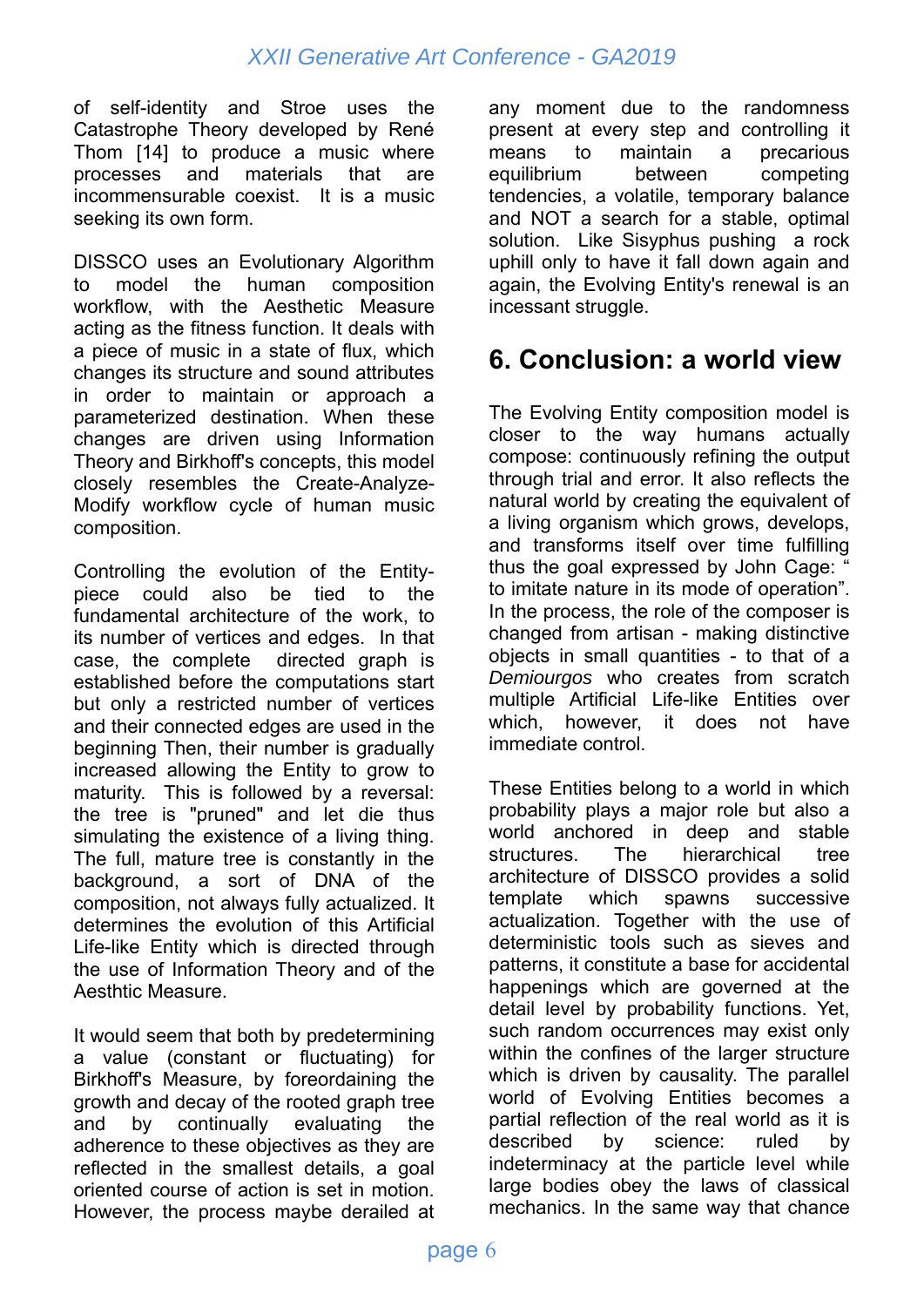of self-identity and Stroe uses the Catastrophe Theory developed by René Thom [14] to produce a music where processes and materials that are incommensurable coexist. It is a music seeking its own form.

DISSCO uses an Evolutionary Algorithm to model the human composition workflow, with the Aesthetic Measure acting as the fitness function. It deals with a piece of music in a state of flux, which changes its structure and sound attributes in order to maintain or approach a parameterized destination. When these changes are driven using Information Theory and Birkhoff's concepts, this model closely resembles the Create-Analyze-Modify workflow cycle of human music composition.

Controlling the evolution of the Entity-piece could also be tied to the fundamental architecture of the work, to its number of vertices and edges. In that case, the complete directed graph is established before the computations start but only a restricted number of vertices and their connected edges are used in the beginning Then, their number is gradually increased allowing the Entity to grow to maturity. This is followed by a reversal: the tree is "pruned" and let die thus simulating the existence of a living thing. The full, mature tree is constantly in the background, a sort of DNA of the composition, not always fully actualized. It determines the evolution of this Artificial Life-like Entity which is directed through the use of Information Theory and of the Aesthtic Measure.

It would seem that both by predetermining a value (constant or fluctuating) for Birkhoff's Measure, by foreordaining the growth and decay of the rooted graph tree and by continually evaluating the adherence to these objectives as they are reflected in the smallest details, a goal oriented course of action is set in motion. However, the process maybe derailed at any moment due to the randomness present at every step and controlling it means to maintain a precarious equilibrium between competing tendencies, a volatile, temporary balance and NOT a search for a stable, optimal solution. Like Sisyphus pushing a rock uphill only to have it fall down again and again, the Evolving Entity's renewal is an incessant struggle.

## 6. Conclusion: a world view

The Evolving Entity composition model is closer to the way humans actually compose: continuously refining the output through trial and error. It also reflects the natural world by creating the equivalent of a living organism which grows, develops, and transforms itself over time fulfilling thus the goal expressed by John Cage: " to imitate nature in its mode of operation". In the process, the role of the composer is changed from artisan - making distinctive objects in small quantities - to that of a *Demiourgos* who creates from scratch multiple Artificial Life-like Entities over which, however, it does not have immediate control.

These Entities belong to a world in which probability plays a major role but also a world anchored in deep and stable structures. The hierarchical tree architecture of DISSCO provides a solid template which spawns successive actualization. Together with the use of deterministic tools such as sieves and patterns, it constitute a base for accidental happenings which are governed at the detail level by probability functions. Yet, such random occurrences may exist only within the confines of the larger structure which is driven by causality. The parallel world of Evolving Entities becomes a partial reflection of the real world as it is described by science: ruled by indeterminacy at the particle level while large bodies obey the laws of classical mechanics. In the same way that chance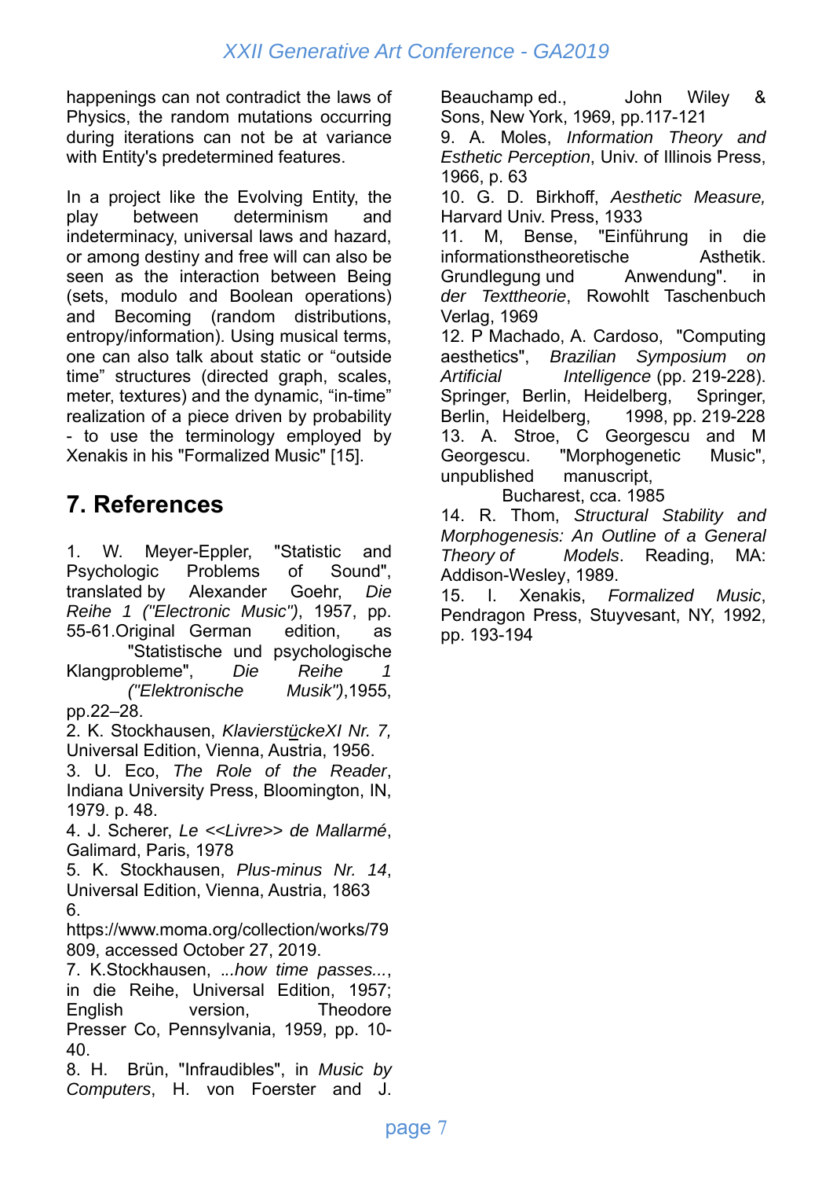happenings can not contradict the laws of Physics, the random mutations occurring during iterations can not be at variance with Entity's predetermined features.

In a project like the Evolving Entity, the play between determinism and indeterminacy, universal laws and hazard, or among destiny and free will can also be seen as the interaction between Being (sets, modulo and Boolean operations) and Becoming (random distributions, entropy/information). Using musical terms, one can also talk about static or "outside time" structures (directed graph, scales, meter, textures) and the dynamic, "in-time" realization of a piece driven by probability - to use the terminology employed by Xenakis in his "Formalized Music" [15].

## 7. References

1. W. Meyer-Eppler, "Statistic and Psychologic Problems of Sound", translated by Alexander Goehr, *Die Reihe 1 ("Electronic Music")*, 1957, pp. 55-61.Original German edition, as "Statistische und psychologische Klangprobleme", *Die Reihe 1 ("Elektronische Musik")*,1955, pp.22–28.
2. K. Stockhausen, *KlavierstückeXI Nr. 7,* Universal Edition, Vienna, Austria, 1956.
3. U. Eco, *The Role of the Reader*, Indiana University Press, Bloomington, IN, 1979. p. 48.
4. J. Scherer, *Le <<Livre>> de Mallarmé*, Galimard, Paris, 1978
5. K. Stockhausen, *Plus-minus Nr. 14*, Universal Edition, Vienna, Austria, 1863
6. https://www.moma.org/collection/works/79809, accessed October 27, 2019.
7. K.Stockhausen, *...how time passes...*, in die Reihe, Universal Edition, 1957; English version, Theodore Presser Co, Pennsylvania, 1959, pp. 10-40.
8. H. Brün, "Infraudibles", in *Music by Computers*, H. von Foerster and J. Beauchamp ed., John Wiley & Sons, New York, 1969, pp.117-121
9. A. Moles, *Information Theory and Esthetic Perception*, Univ. of Illinois Press, 1966, p. 63
10. G. D. Birkhoff, *Aesthetic Measure,* Harvard Univ. Press, 1933
11. M, Bense, "Einführung in die informationstheoretische Asthetik. Grundlegung und Anwendung". in *der Texttheorie*, Rowohlt Taschenbuch Verlag, 1969
12. P Machado, A. Cardoso, "Computing aesthetics", *Brazilian Symposium on Artificial Intelligence* (pp. 219-228). Springer, Berlin, Heidelberg, Springer, Berlin, Heidelberg, 1998, pp. 219-228
13. A. Stroe, C Georgescu and M Georgescu. "Morphogenetic Music", unpublished manuscript, Bucharest, cca. 1985
14. R. Thom, *Structural Stability and Morphogenesis: An Outline of a General Theory of Models*. Reading, MA: Addison-Wesley, 1989.
15. I. Xenakis, *Formalized Music*, Pendragon Press, Stuyvesant, NY, 1992, pp. 193-194